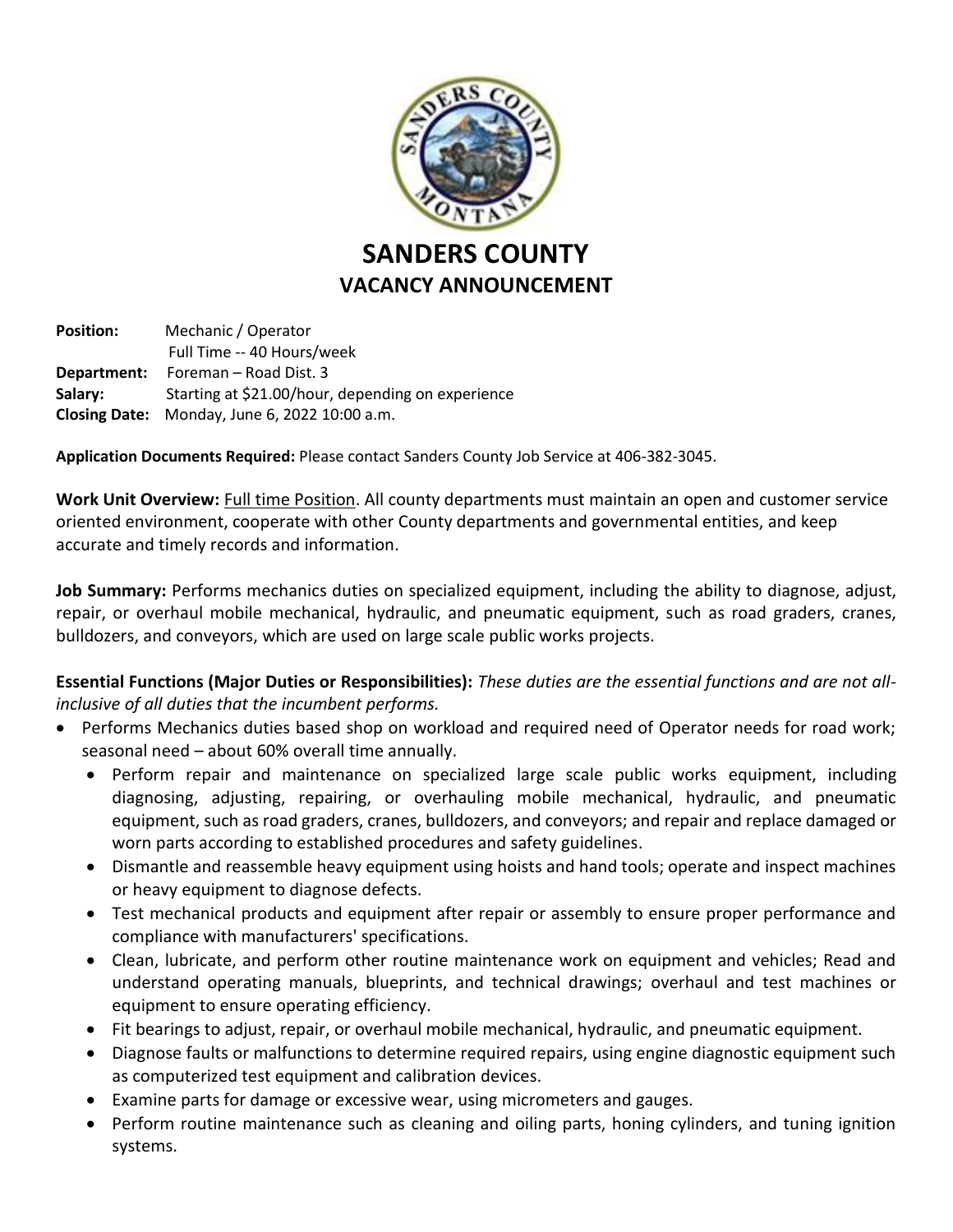# SANDERS COUNTY
## VACANCY ANNOUNCEMENT

**Position:** Mechanic / Operator
Full Time -- 40 Hours/week
**Department:** Foreman – Road Dist. 3
**Salary:** Starting at $21.00/hour, depending on experience
**Closing Date:** Monday, June 6, 2022 10:00 a.m.

**Application Documents Required:** Please contact Sanders County Job Service at 406-382-3045.

**Work Unit Overview:** Full time Position. All county departments must maintain an open and customer service oriented environment, cooperate with other County departments and governmental entities, and keep accurate and timely records and information.

**Job Summary:** Performs mechanics duties on specialized equipment, including the ability to diagnose, adjust, repair, or overhaul mobile mechanical, hydraulic, and pneumatic equipment, such as road graders, cranes, bulldozers, and conveyors, which are used on large scale public works projects.

**Essential Functions (Major Duties or Responsibilities):** *These duties are the essential functions and are not all-inclusive of all duties that the incumbent performs.*

- Performs Mechanics duties based shop on workload and required need of Operator needs for road work; seasonal need – about 60% overall time annually.
  - Perform repair and maintenance on specialized large scale public works equipment, including diagnosing, adjusting, repairing, or overhauling mobile mechanical, hydraulic, and pneumatic equipment, such as road graders, cranes, bulldozers, and conveyors; and repair and replace damaged or worn parts according to established procedures and safety guidelines.
  - Dismantle and reassemble heavy equipment using hoists and hand tools; operate and inspect machines or heavy equipment to diagnose defects.
  - Test mechanical products and equipment after repair or assembly to ensure proper performance and compliance with manufacturers' specifications.
  - Clean, lubricate, and perform other routine maintenance work on equipment and vehicles; Read and understand operating manuals, blueprints, and technical drawings; overhaul and test machines or equipment to ensure operating efficiency.
  - Fit bearings to adjust, repair, or overhaul mobile mechanical, hydraulic, and pneumatic equipment.
  - Diagnose faults or malfunctions to determine required repairs, using engine diagnostic equipment such as computerized test equipment and calibration devices.
  - Examine parts for damage or excessive wear, using micrometers and gauges.
  - Perform routine maintenance such as cleaning and oiling parts, honing cylinders, and tuning ignition systems.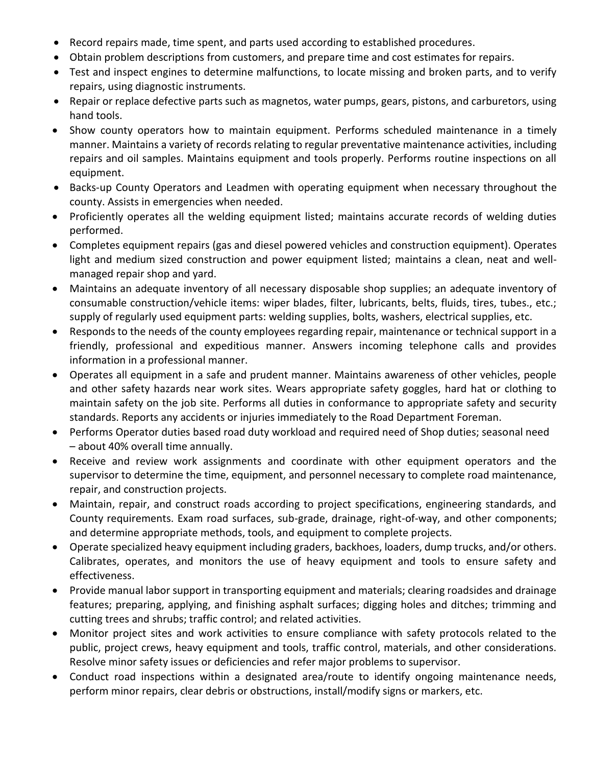- Record repairs made, time spent, and parts used according to established procedures.
- Obtain problem descriptions from customers, and prepare time and cost estimates for repairs.
- Test and inspect engines to determine malfunctions, to locate missing and broken parts, and to verify repairs, using diagnostic instruments.
- Repair or replace defective parts such as magnetos, water pumps, gears, pistons, and carburetors, using hand tools.
- Show county operators how to maintain equipment. Performs scheduled maintenance in a timely manner. Maintains a variety of records relating to regular preventative maintenance activities, including repairs and oil samples. Maintains equipment and tools properly. Performs routine inspections on all equipment.
- Backs-up County Operators and Leadmen with operating equipment when necessary throughout the county. Assists in emergencies when needed.
- Proficiently operates all the welding equipment listed; maintains accurate records of welding duties performed.
- Completes equipment repairs (gas and diesel powered vehicles and construction equipment). Operates light and medium sized construction and power equipment listed; maintains a clean, neat and well-managed repair shop and yard.
- Maintains an adequate inventory of all necessary disposable shop supplies; an adequate inventory of consumable construction/vehicle items: wiper blades, filter, lubricants, belts, fluids, tires, tubes., etc.; supply of regularly used equipment parts: welding supplies, bolts, washers, electrical supplies, etc.
- Responds to the needs of the county employees regarding repair, maintenance or technical support in a friendly, professional and expeditious manner. Answers incoming telephone calls and provides information in a professional manner.
- Operates all equipment in a safe and prudent manner. Maintains awareness of other vehicles, people and other safety hazards near work sites. Wears appropriate safety goggles, hard hat or clothing to maintain safety on the job site. Performs all duties in conformance to appropriate safety and security standards. Reports any accidents or injuries immediately to the Road Department Foreman.
- Performs Operator duties based road duty workload and required need of Shop duties; seasonal need – about 40% overall time annually.
- Receive and review work assignments and coordinate with other equipment operators and the supervisor to determine the time, equipment, and personnel necessary to complete road maintenance, repair, and construction projects.
- Maintain, repair, and construct roads according to project specifications, engineering standards, and County requirements. Exam road surfaces, sub-grade, drainage, right-of-way, and other components; and determine appropriate methods, tools, and equipment to complete projects.
- Operate specialized heavy equipment including graders, backhoes, loaders, dump trucks, and/or others. Calibrates, operates, and monitors the use of heavy equipment and tools to ensure safety and effectiveness.
- Provide manual labor support in transporting equipment and materials; clearing roadsides and drainage features; preparing, applying, and finishing asphalt surfaces; digging holes and ditches; trimming and cutting trees and shrubs; traffic control; and related activities.
- Monitor project sites and work activities to ensure compliance with safety protocols related to the public, project crews, heavy equipment and tools, traffic control, materials, and other considerations. Resolve minor safety issues or deficiencies and refer major problems to supervisor.
- Conduct road inspections within a designated area/route to identify ongoing maintenance needs, perform minor repairs, clear debris or obstructions, install/modify signs or markers, etc.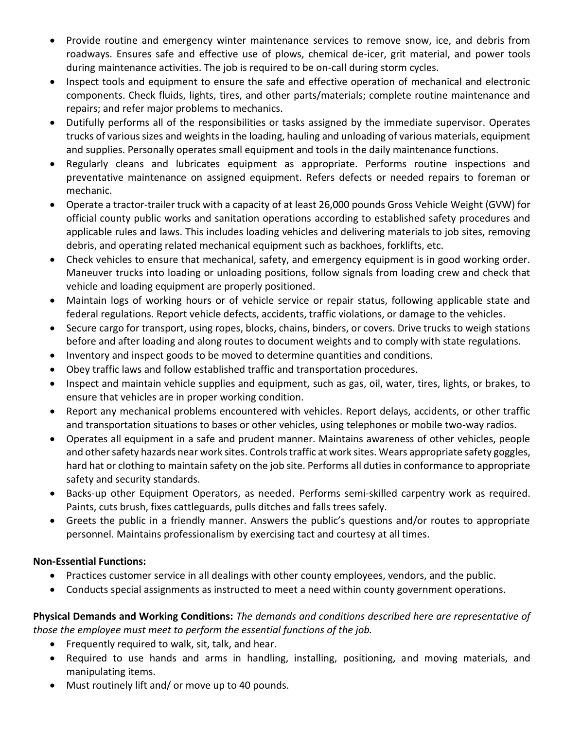- Provide routine and emergency winter maintenance services to remove snow, ice, and debris from roadways. Ensures safe and effective use of plows, chemical de-icer, grit material, and power tools during maintenance activities. The job is required to be on-call during storm cycles.
- Inspect tools and equipment to ensure the safe and effective operation of mechanical and electronic components. Check fluids, lights, tires, and other parts/materials; complete routine maintenance and repairs; and refer major problems to mechanics.
- Dutifully performs all of the responsibilities or tasks assigned by the immediate supervisor. Operates trucks of various sizes and weights in the loading, hauling and unloading of various materials, equipment and supplies. Personally operates small equipment and tools in the daily maintenance functions.
- Regularly cleans and lubricates equipment as appropriate. Performs routine inspections and preventative maintenance on assigned equipment. Refers defects or needed repairs to foreman or mechanic.
- Operate a tractor-trailer truck with a capacity of at least 26,000 pounds Gross Vehicle Weight (GVW) for official county public works and sanitation operations according to established safety procedures and applicable rules and laws. This includes loading vehicles and delivering materials to job sites, removing debris, and operating related mechanical equipment such as backhoes, forklifts, etc.
- Check vehicles to ensure that mechanical, safety, and emergency equipment is in good working order. Maneuver trucks into loading or unloading positions, follow signals from loading crew and check that vehicle and loading equipment are properly positioned.
- Maintain logs of working hours or of vehicle service or repair status, following applicable state and federal regulations. Report vehicle defects, accidents, traffic violations, or damage to the vehicles.
- Secure cargo for transport, using ropes, blocks, chains, binders, or covers. Drive trucks to weigh stations before and after loading and along routes to document weights and to comply with state regulations.
- Inventory and inspect goods to be moved to determine quantities and conditions.
- Obey traffic laws and follow established traffic and transportation procedures.
- Inspect and maintain vehicle supplies and equipment, such as gas, oil, water, tires, lights, or brakes, to ensure that vehicles are in proper working condition.
- Report any mechanical problems encountered with vehicles. Report delays, accidents, or other traffic and transportation situations to bases or other vehicles, using telephones or mobile two-way radios.
- Operates all equipment in a safe and prudent manner. Maintains awareness of other vehicles, people and other safety hazards near work sites. Controls traffic at work sites. Wears appropriate safety goggles, hard hat or clothing to maintain safety on the job site. Performs all duties in conformance to appropriate safety and security standards.
- Backs-up other Equipment Operators, as needed. Performs semi-skilled carpentry work as required. Paints, cuts brush, fixes cattleguards, pulls ditches and falls trees safely.
- Greets the public in a friendly manner. Answers the public's questions and/or routes to appropriate personnel. Maintains professionalism by exercising tact and courtesy at all times.

**Non-Essential Functions:**

- Practices customer service in all dealings with other county employees, vendors, and the public.
- Conducts special assignments as instructed to meet a need within county government operations.

**Physical Demands and Working Conditions:** *The demands and conditions described here are representative of those the employee must meet to perform the essential functions of the job.*

- Frequently required to walk, sit, talk, and hear.
- Required to use hands and arms in handling, installing, positioning, and moving materials, and manipulating items.
- Must routinely lift and/ or move up to 40 pounds.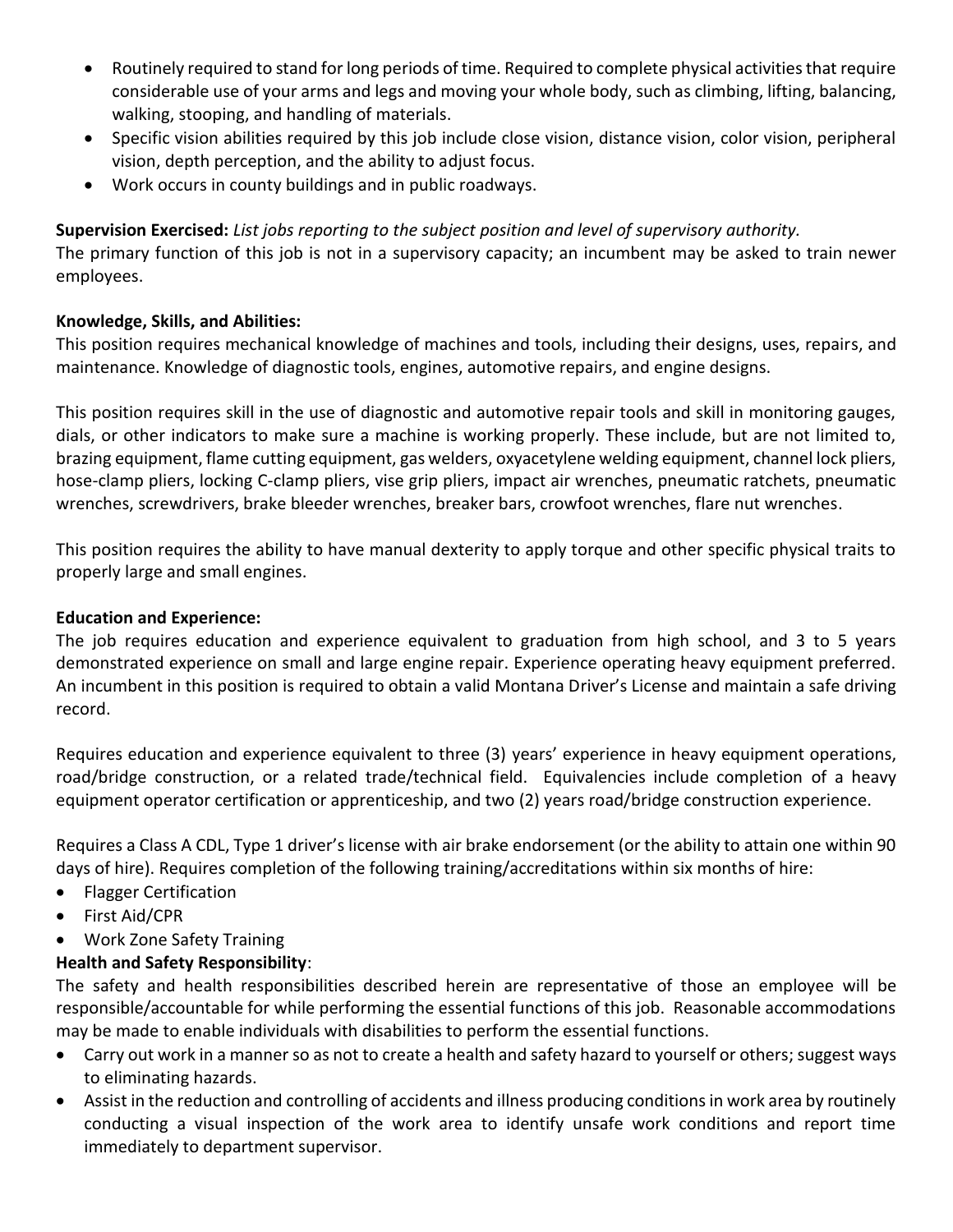- Routinely required to stand for long periods of time. Required to complete physical activities that require considerable use of your arms and legs and moving your whole body, such as climbing, lifting, balancing, walking, stooping, and handling of materials.
- Specific vision abilities required by this job include close vision, distance vision, color vision, peripheral vision, depth perception, and the ability to adjust focus.
- Work occurs in county buildings and in public roadways.

**Supervision Exercised:** *List jobs reporting to the subject position and level of supervisory authority.*
The primary function of this job is not in a supervisory capacity; an incumbent may be asked to train newer employees.

**Knowledge, Skills, and Abilities:**
This position requires mechanical knowledge of machines and tools, including their designs, uses, repairs, and maintenance. Knowledge of diagnostic tools, engines, automotive repairs, and engine designs.

This position requires skill in the use of diagnostic and automotive repair tools and skill in monitoring gauges, dials, or other indicators to make sure a machine is working properly. These include, but are not limited to, brazing equipment, flame cutting equipment, gas welders, oxyacetylene welding equipment, channel lock pliers, hose-clamp pliers, locking C-clamp pliers, vise grip pliers, impact air wrenches, pneumatic ratchets, pneumatic wrenches, screwdrivers, brake bleeder wrenches, breaker bars, crowfoot wrenches, flare nut wrenches.

This position requires the ability to have manual dexterity to apply torque and other specific physical traits to properly large and small engines.

**Education and Experience:**
The job requires education and experience equivalent to graduation from high school, and 3 to 5 years demonstrated experience on small and large engine repair. Experience operating heavy equipment preferred. An incumbent in this position is required to obtain a valid Montana Driver's License and maintain a safe driving record.

Requires education and experience equivalent to three (3) years' experience in heavy equipment operations, road/bridge construction, or a related trade/technical field. Equivalencies include completion of a heavy equipment operator certification or apprenticeship, and two (2) years road/bridge construction experience.

Requires a Class A CDL, Type 1 driver's license with air brake endorsement (or the ability to attain one within 90 days of hire). Requires completion of the following training/accreditations within six months of hire:

- Flagger Certification
- First Aid/CPR
- Work Zone Safety Training

**Health and Safety Responsibility**:
The safety and health responsibilities described herein are representative of those an employee will be responsible/accountable for while performing the essential functions of this job. Reasonable accommodations may be made to enable individuals with disabilities to perform the essential functions.

- Carry out work in a manner so as not to create a health and safety hazard to yourself or others; suggest ways to eliminating hazards.
- Assist in the reduction and controlling of accidents and illness producing conditions in work area by routinely conducting a visual inspection of the work area to identify unsafe work conditions and report time immediately to department supervisor.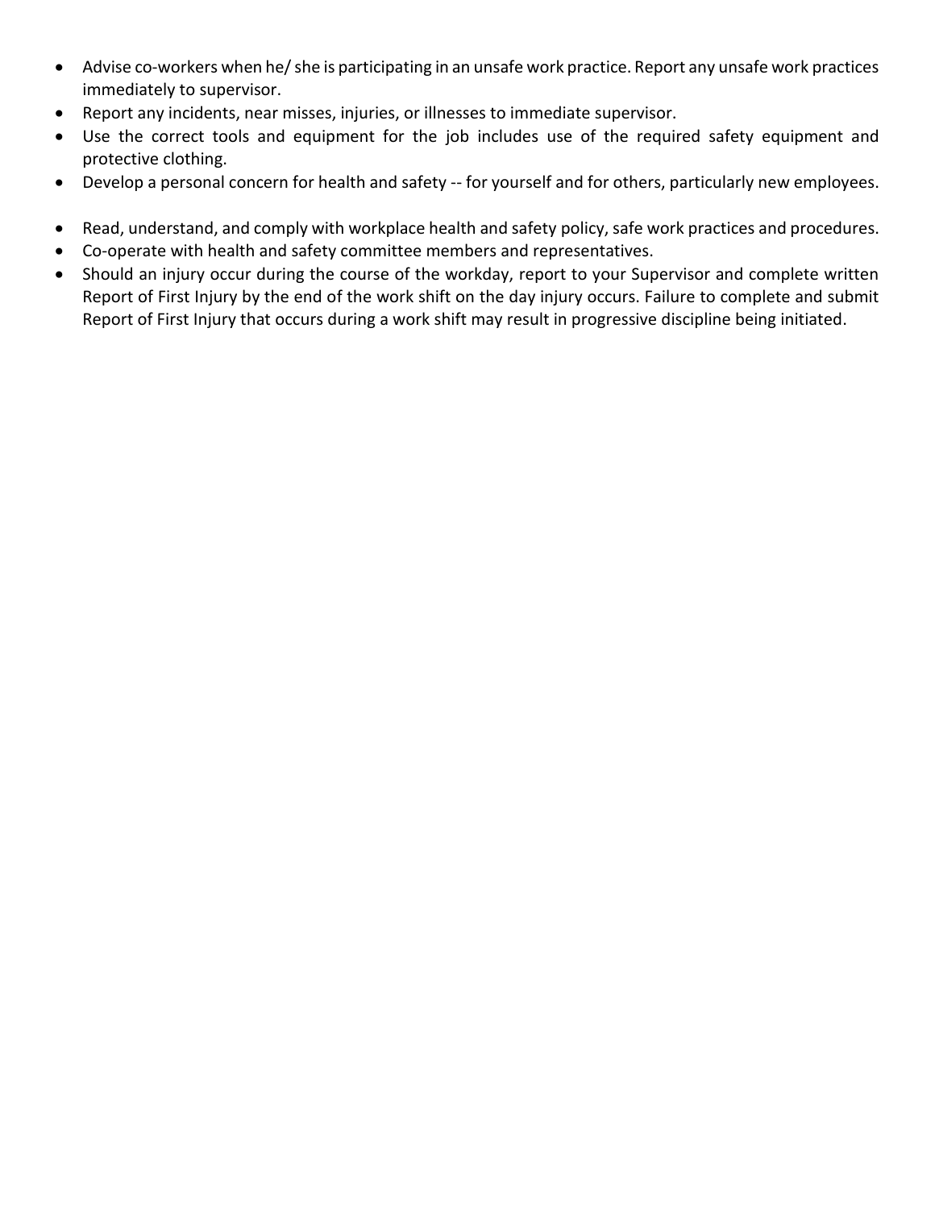- Advise co-workers when he/ she is participating in an unsafe work practice. Report any unsafe work practices immediately to supervisor.
- Report any incidents, near misses, injuries, or illnesses to immediate supervisor.
- Use the correct tools and equipment for the job includes use of the required safety equipment and protective clothing.
- Develop a personal concern for health and safety -- for yourself and for others, particularly new employees.
- Read, understand, and comply with workplace health and safety policy, safe work practices and procedures.
- Co-operate with health and safety committee members and representatives.
- Should an injury occur during the course of the workday, report to your Supervisor and complete written Report of First Injury by the end of the work shift on the day injury occurs. Failure to complete and submit Report of First Injury that occurs during a work shift may result in progressive discipline being initiated.